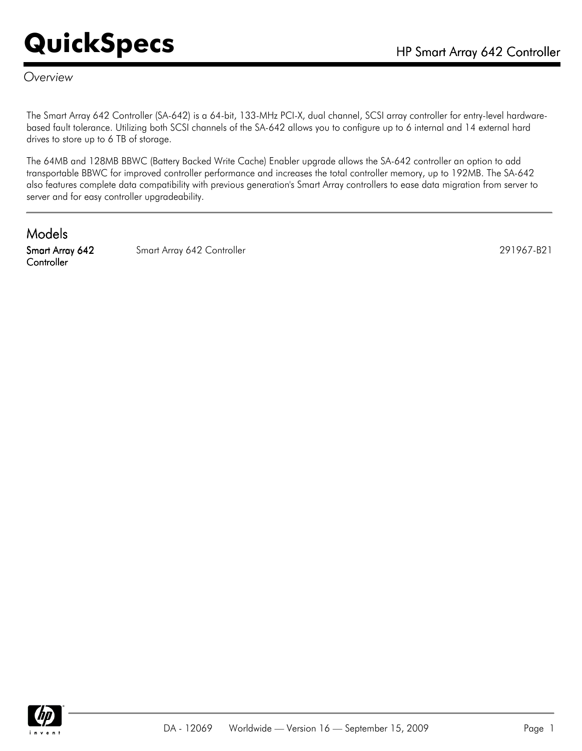# QuickSpecs

## HP Smart Array 642 Controller

*Overview*

The Smart Array 642 Controller (SA-642) is a 64-bit, 133-MHz PCI-X, dual channel, SCSI array controller for entry-level hardware-based fault tolerance. Utilizing both SCSI channels of the SA-642 allows you to configure up to 6 internal and 14 external hard drives to store up to 6 TB of storage.

The 64MB and 128MB BBWC (Battery Backed Write Cache) Enabler upgrade allows the SA-642 controller an option to add transportable BBWC for improved controller performance and increases the total controller memory, up to 192MB. The SA-642 also features complete data compatibility with previous generation's Smart Array controllers to ease data migration from server to server and for easy controller upgradeability.

## Models

| | | |
|---|---|---|
| **Smart Array 642 Controller** | Smart Array 642 Controller | 291967-B21 |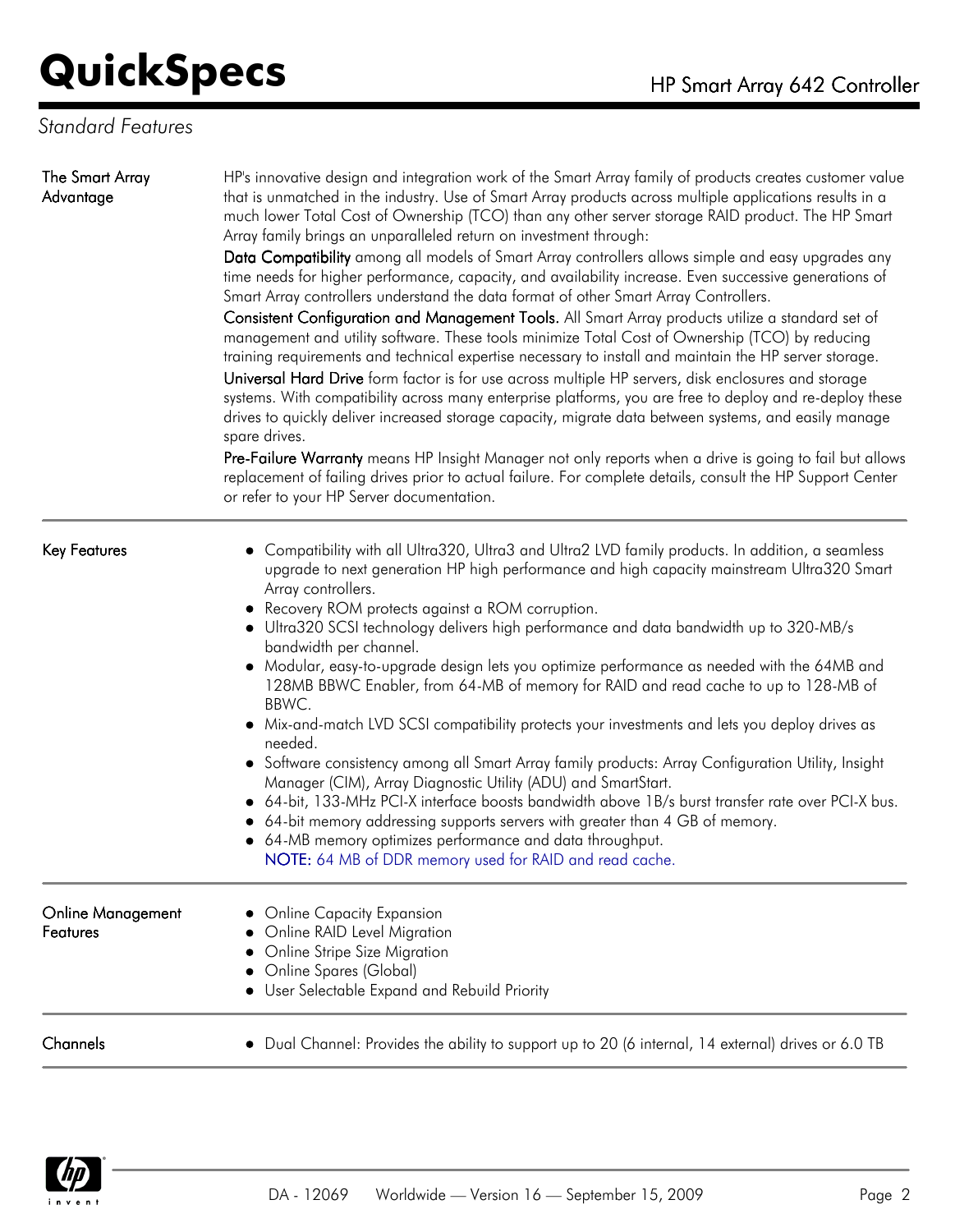## Standard Features

### The Smart Array Advantage

HP's innovative design and integration work of the Smart Array family of products creates customer value that is unmatched in the industry. Use of Smart Array products across multiple applications results in a much lower Total Cost of Ownership (TCO) than any other server storage RAID product. The HP Smart Array family brings an unparalleled return on investment through:

**Data Compatibility** among all models of Smart Array controllers allows simple and easy upgrades any time needs for higher performance, capacity, and availability increase. Even successive generations of Smart Array controllers understand the data format of other Smart Array Controllers.

**Consistent Configuration and Management Tools.** All Smart Array products utilize a standard set of management and utility software. These tools minimize Total Cost of Ownership (TCO) by reducing training requirements and technical expertise necessary to install and maintain the HP server storage.

**Universal Hard Drive** form factor is for use across multiple HP servers, disk enclosures and storage systems. With compatibility across many enterprise platforms, you are free to deploy and re-deploy these drives to quickly deliver increased storage capacity, migrate data between systems, and easily manage spare drives.

**Pre-Failure Warranty** means HP Insight Manager not only reports when a drive is going to fail but allows replacement of failing drives prior to actual failure. For complete details, consult the HP Support Center or refer to your HP Server documentation.

### Key Features

- Compatibility with all Ultra320, Ultra3 and Ultra2 LVD family products. In addition, a seamless upgrade to next generation HP high performance and high capacity mainstream Ultra320 Smart Array controllers.
- Recovery ROM protects against a ROM corruption.
- Ultra320 SCSI technology delivers high performance and data bandwidth up to 320-MB/s bandwidth per channel.
- Modular, easy-to-upgrade design lets you optimize performance as needed with the 64MB and 128MB BBWC Enabler, from 64-MB of memory for RAID and read cache to up to 128-MB of BBWC.
- Mix-and-match LVD SCSI compatibility protects your investments and lets you deploy drives as needed.
- Software consistency among all Smart Array family products: Array Configuration Utility, Insight Manager (CIM), Array Diagnostic Utility (ADU) and SmartStart.
- 64-bit, 133-MHz PCI-X interface boosts bandwidth above 1B/s burst transfer rate over PCI-X bus.
- 64-bit memory addressing supports servers with greater than 4 GB of memory.
- 64-MB memory optimizes performance and data throughput.
  **NOTE:** 64 MB of DDR memory used for RAID and read cache.

### Online Management Features

- Online Capacity Expansion
- Online RAID Level Migration
- Online Stripe Size Migration
- Online Spares (Global)
- User Selectable Expand and Rebuild Priority

### Channels

- Dual Channel: Provides the ability to support up to 20 (6 internal, 14 external) drives or 6.0 TB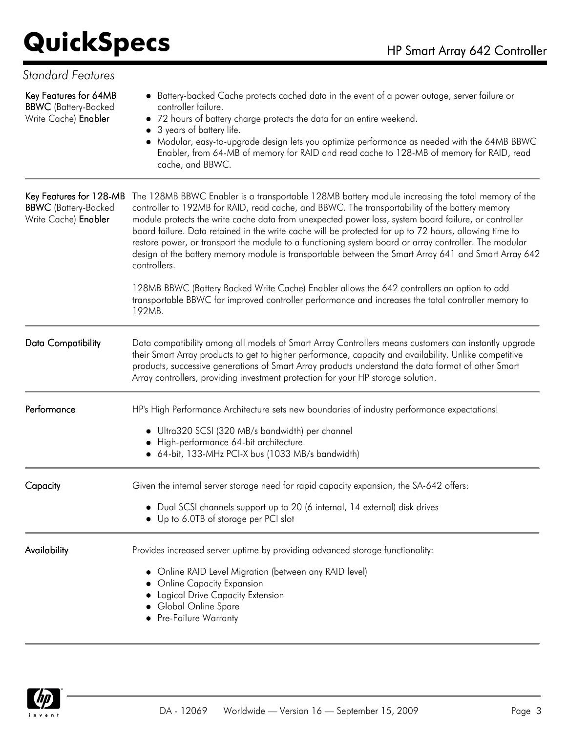## Standard Features

### Key Features for 64MB BBWC (Battery-Backed Write Cache) Enabler

- Battery-backed Cache protects cached data in the event of a power outage, server failure or controller failure.
- 72 hours of battery charge protects the data for an entire weekend.
- 3 years of battery life.
- Modular, easy-to-upgrade design lets you optimize performance as needed with the 64MB BBWC Enabler, from 64-MB of memory for RAID and read cache to 128-MB of memory for RAID, read cache, and BBWC.

### Key Features for 128-MB BBWC (Battery-Backed Write Cache) Enabler

The 128MB BBWC Enabler is a transportable 128MB battery module increasing the total memory of the controller to 192MB for RAID, read cache, and BBWC. The transportability of the battery memory module protects the write cache data from unexpected power loss, system board failure, or controller board failure. Data retained in the write cache will be protected for up to 72 hours, allowing time to restore power, or transport the module to a functioning system board or array controller. The modular design of the battery memory module is transportable between the Smart Array 641 and Smart Array 642 controllers.

128MB BBWC (Battery Backed Write Cache) Enabler allows the 642 controllers an option to add transportable BBWC for improved controller performance and increases the total controller memory to 192MB.

### Data Compatibility

Data compatibility among all models of Smart Array Controllers means customers can instantly upgrade their Smart Array products to get to higher performance, capacity and availability. Unlike competitive products, successive generations of Smart Array products understand the data format of other Smart Array controllers, providing investment protection for your HP storage solution.

### Performance

HP's High Performance Architecture sets new boundaries of industry performance expectations!

- Ultra320 SCSI (320 MB/s bandwidth) per channel
- High-performance 64-bit architecture
- 64-bit, 133-MHz PCI-X bus (1033 MB/s bandwidth)

### Capacity

Given the internal server storage need for rapid capacity expansion, the SA-642 offers:

- Dual SCSI channels support up to 20 (6 internal, 14 external) disk drives
- Up to 6.0TB of storage per PCI slot

### Availability

Provides increased server uptime by providing advanced storage functionality:

- Online RAID Level Migration (between any RAID level)
- Online Capacity Expansion
- Logical Drive Capacity Extension
- Global Online Spare
- Pre-Failure Warranty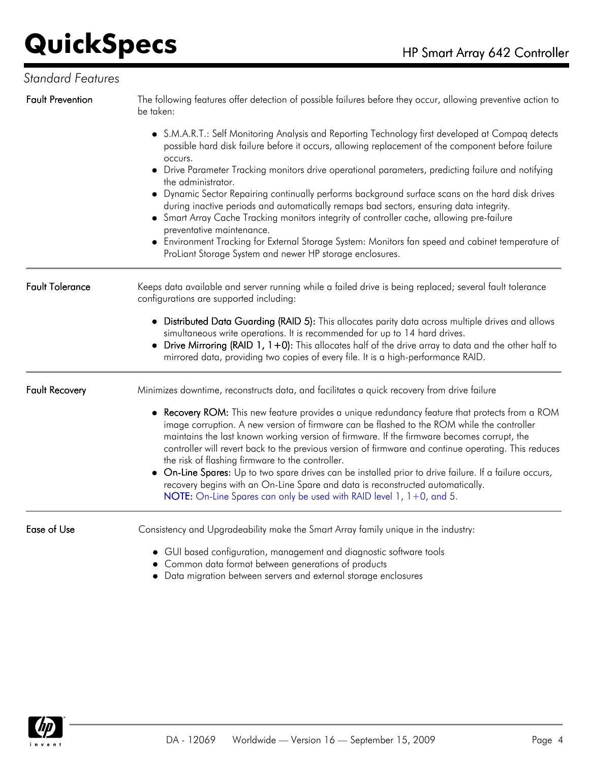## Standard Features

### Fault Prevention

The following features offer detection of possible failures before they occur, allowing preventive action to be taken:

- S.M.A.R.T.: Self Monitoring Analysis and Reporting Technology first developed at Compaq detects possible hard disk failure before it occurs, allowing replacement of the component before failure occurs.
- Drive Parameter Tracking monitors drive operational parameters, predicting failure and notifying the administrator.
- Dynamic Sector Repairing continually performs background surface scans on the hard disk drives during inactive periods and automatically remaps bad sectors, ensuring data integrity.
- Smart Array Cache Tracking monitors integrity of controller cache, allowing pre-failure preventative maintenance.
- Environment Tracking for External Storage System: Monitors fan speed and cabinet temperature of ProLiant Storage System and newer HP storage enclosures.

### Fault Tolerance

Keeps data available and server running while a failed drive is being replaced; several fault tolerance configurations are supported including:

- **Distributed Data Guarding (RAID 5):** This allocates parity data across multiple drives and allows simultaneous write operations. It is recommended for up to 14 hard drives.
- **Drive Mirroring (RAID 1, 1+0):** This allocates half of the drive array to data and the other half to mirrored data, providing two copies of every file. It is a high-performance RAID.

### Fault Recovery

Minimizes downtime, reconstructs data, and facilitates a quick recovery from drive failure

- **Recovery ROM:** This new feature provides a unique redundancy feature that protects from a ROM image corruption. A new version of firmware can be flashed to the ROM while the controller maintains the last known working version of firmware. If the firmware becomes corrupt, the controller will revert back to the previous version of firmware and continue operating. This reduces the risk of flashing firmware to the controller.
- **On-Line Spares:** Up to two spare drives can be installed prior to drive failure. If a failure occurs, recovery begins with an On-Line Spare and data is reconstructed automatically.
  **NOTE:** On-Line Spares can only be used with RAID level 1, 1+0, and 5.

### Ease of Use

Consistency and Upgradeability make the Smart Array family unique in the industry:

- GUI based configuration, management and diagnostic software tools
- Common data format between generations of products
- Data migration between servers and external storage enclosures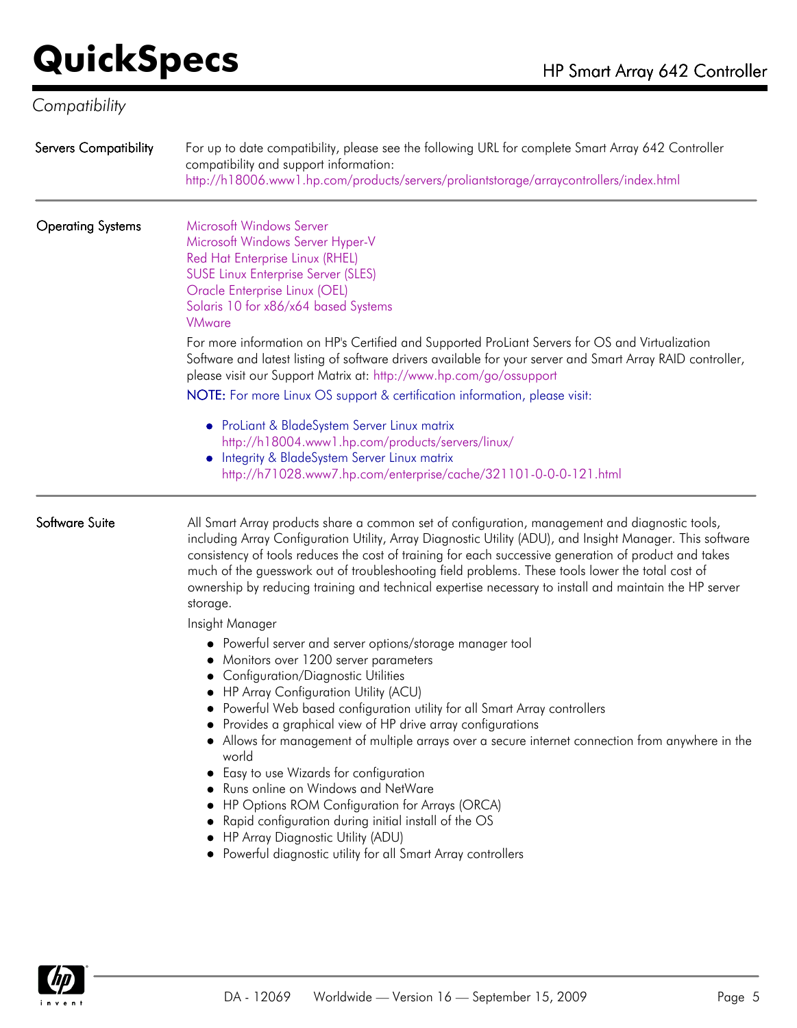## Compatibility

**Servers Compatibility**

For up to date compatibility, please see the following URL for complete Smart Array 642 Controller compatibility and support information:
http://h18006.www1.hp.com/products/servers/proliantstorage/arraycontrollers/index.html

**Operating Systems**

Microsoft Windows Server
Microsoft Windows Server Hyper-V
Red Hat Enterprise Linux (RHEL)
SUSE Linux Enterprise Server (SLES)
Oracle Enterprise Linux (OEL)
Solaris 10 for x86/x64 based Systems
VMware

For more information on HP's Certified and Supported ProLiant Servers for OS and Virtualization Software and latest listing of software drivers available for your server and Smart Array RAID controller, please visit our Support Matrix at: http://www.hp.com/go/ossupport

**NOTE:** For more Linux OS support & certification information, please visit:

- ProLiant & BladeSystem Server Linux matrix
  http://h18004.www1.hp.com/products/servers/linux/
- Integrity & BladeSystem Server Linux matrix
  http://h71028.www7.hp.com/enterprise/cache/321101-0-0-0-121.html

**Software Suite**

All Smart Array products share a common set of configuration, management and diagnostic tools, including Array Configuration Utility, Array Diagnostic Utility (ADU), and Insight Manager. This software consistency of tools reduces the cost of training for each successive generation of product and takes much of the guesswork out of troubleshooting field problems. These tools lower the total cost of ownership by reducing training and technical expertise necessary to install and maintain the HP server storage.

Insight Manager

- Powerful server and server options/storage manager tool
- Monitors over 1200 server parameters
- Configuration/Diagnostic Utilities
- HP Array Configuration Utility (ACU)
- Powerful Web based configuration utility for all Smart Array controllers
- Provides a graphical view of HP drive array configurations
- Allows for management of multiple arrays over a secure internet connection from anywhere in the world
- Easy to use Wizards for configuration
- Runs online on Windows and NetWare
- HP Options ROM Configuration for Arrays (ORCA)
- Rapid configuration during initial install of the OS
- HP Array Diagnostic Utility (ADU)
- Powerful diagnostic utility for all Smart Array controllers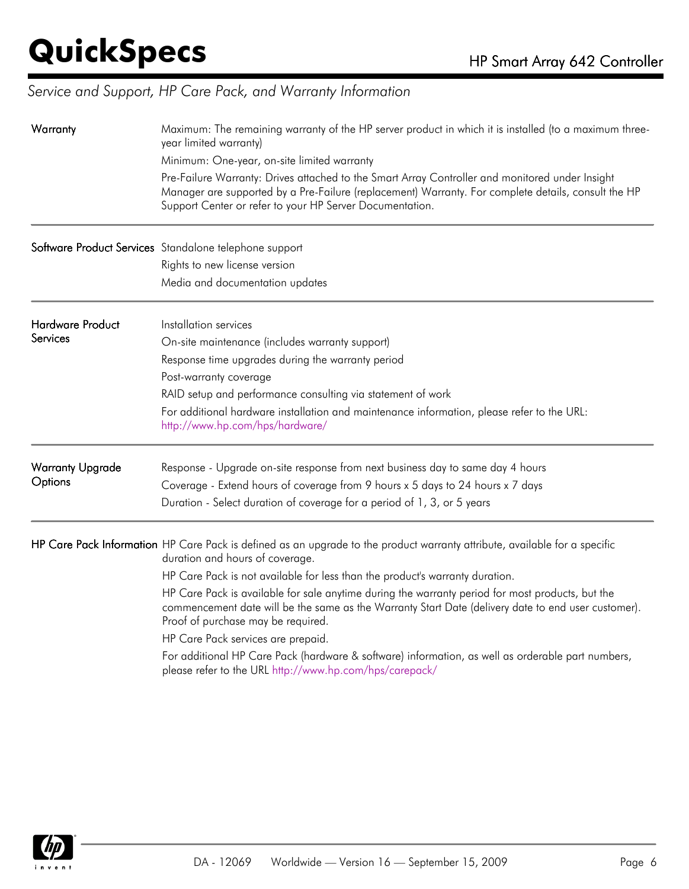## Service and Support, HP Care Pack, and Warranty Information

| | |
|---|---|
| **Warranty** | Maximum: The remaining warranty of the HP server product in which it is installed (to a maximum three-year limited warranty)<br>Minimum: One-year, on-site limited warranty<br>Pre-Failure Warranty: Drives attached to the Smart Array Controller and monitored under Insight Manager are supported by a Pre-Failure (replacement) Warranty. For complete details, consult the HP Support Center or refer to your HP Server Documentation. |
| **Software Product Services** | Standalone telephone support<br>Rights to new license version<br>Media and documentation updates |
| **Hardware Product Services** | Installation services<br>On-site maintenance (includes warranty support)<br>Response time upgrades during the warranty period<br>Post-warranty coverage<br>RAID setup and performance consulting via statement of work<br>For additional hardware installation and maintenance information, please refer to the URL: http://www.hp.com/hps/hardware/ |
| **Warranty Upgrade Options** | Response - Upgrade on-site response from next business day to same day 4 hours<br>Coverage - Extend hours of coverage from 9 hours x 5 days to 24 hours x 7 days<br>Duration - Select duration of coverage for a period of 1, 3, or 5 years |
| **HP Care Pack Information** | HP Care Pack is defined as an upgrade to the product warranty attribute, available for a specific duration and hours of coverage.<br>HP Care Pack is not available for less than the product's warranty duration.<br>HP Care Pack is available for sale anytime during the warranty period for most products, but the commencement date will be the same as the Warranty Start Date (delivery date to end user customer). Proof of purchase may be required.<br>HP Care Pack services are prepaid.<br>For additional HP Care Pack (hardware & software) information, as well as orderable part numbers, please refer to the URL http://www.hp.com/hps/carepack/ |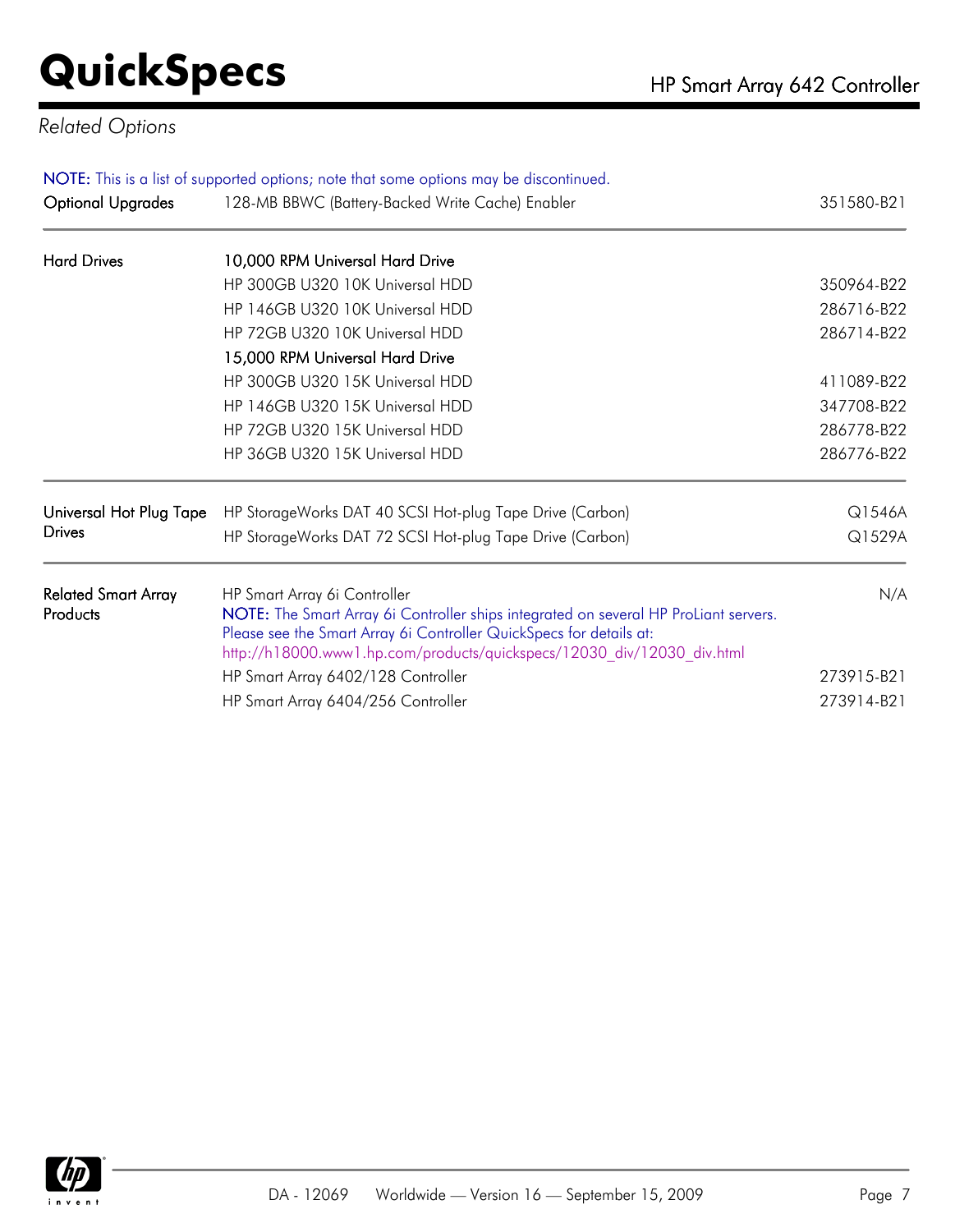## Related Options

NOTE: This is a list of supported options; note that some options may be discontinued.

| | | |
|---|---|---|
| Optional Upgrades | 128-MB BBWC (Battery-Backed Write Cache) Enabler | 351580-B21 |
| Hard Drives | **10,000 RPM Universal Hard Drive** | |
| | HP 300GB U320 10K Universal HDD | 350964-B22 |
| | HP 146GB U320 10K Universal HDD | 286716-B22 |
| | HP 72GB U320 10K Universal HDD | 286714-B22 |
| | **15,000 RPM Universal Hard Drive** | |
| | HP 300GB U320 15K Universal HDD | 411089-B22 |
| | HP 146GB U320 15K Universal HDD | 347708-B22 |
| | HP 72GB U320 15K Universal HDD | 286778-B22 |
| | HP 36GB U320 15K Universal HDD | 286776-B22 |
| Universal Hot Plug Tape Drives | HP StorageWorks DAT 40 SCSI Hot-plug Tape Drive (Carbon) | Q1546A |
| | HP StorageWorks DAT 72 SCSI Hot-plug Tape Drive (Carbon) | Q1529A |
| Related Smart Array Products | HP Smart Array 6i Controller<br>NOTE: The Smart Array 6i Controller ships integrated on several HP ProLiant servers. Please see the Smart Array 6i Controller QuickSpecs for details at: http://h18000.www1.hp.com/products/quickspecs/12030_div/12030_div.html | N/A |
| | HP Smart Array 6402/128 Controller | 273915-B21 |
| | HP Smart Array 6404/256 Controller | 273914-B21 |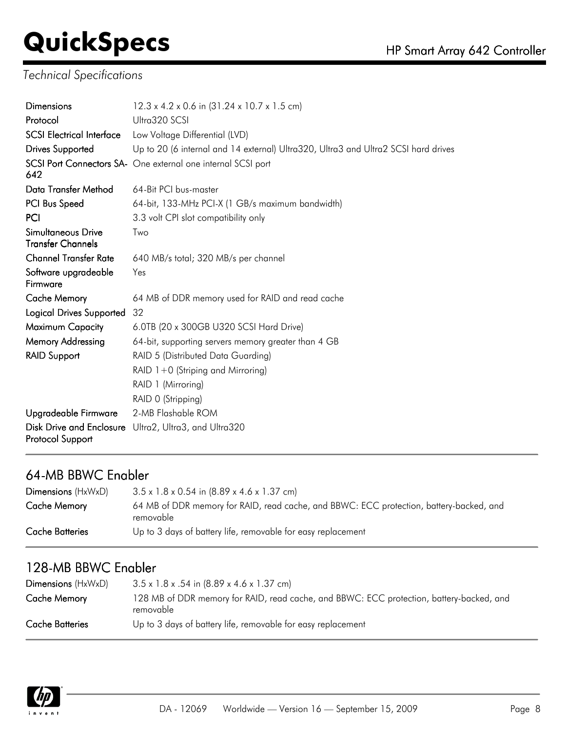## Technical Specifications

| | |
|---|---|
| Dimensions | 12.3 x 4.2 x 0.6 in (31.24 x 10.7 x 1.5 cm) |
| Protocol | Ultra320 SCSI |
| SCSI Electrical Interface | Low Voltage Differential (LVD) |
| Drives Supported | Up to 20 (6 internal and 14 external) Ultra320, Ultra3 and Ultra2 SCSI hard drives |
| SCSI Port Connectors SA-642 | One external one internal SCSI port |
| Data Transfer Method | 64-Bit PCI bus-master |
| PCI Bus Speed | 64-bit, 133-MHz PCI-X (1 GB/s maximum bandwidth) |
| PCI | 3.3 volt CPI slot compatibility only |
| Simultaneous Drive Transfer Channels | Two |
| Channel Transfer Rate | 640 MB/s total; 320 MB/s per channel |
| Software upgradeable Firmware | Yes |
| Cache Memory | 64 MB of DDR memory used for RAID and read cache |
| Logical Drives Supported | 32 |
| Maximum Capacity | 6.0TB (20 x 300GB U320 SCSI Hard Drive) |
| Memory Addressing | 64-bit, supporting servers memory greater than 4 GB |
| RAID Support | RAID 5 (Distributed Data Guarding) |
| | RAID 1+0 (Striping and Mirroring) |
| | RAID 1 (Mirroring) |
| | RAID 0 (Stripping) |
| Upgradeable Firmware | 2-MB Flashable ROM |
| Disk Drive and Enclosure Protocol Support | Ultra2, Ultra3, and Ultra320 |

## 64-MB BBWC Enabler

| | |
|---|---|
| Dimensions (HxWxD) | 3.5 x 1.8 x 0.54 in (8.89 x 4.6 x 1.37 cm) |
| Cache Memory | 64 MB of DDR memory for RAID, read cache, and BBWC: ECC protection, battery-backed, and removable |
| Cache Batteries | Up to 3 days of battery life, removable for easy replacement |

## 128-MB BBWC Enabler

| | |
|---|---|
| Dimensions (HxWxD) | 3.5 x 1.8 x .54 in (8.89 x 4.6 x 1.37 cm) |
| Cache Memory | 128 MB of DDR memory for RAID, read cache, and BBWC: ECC protection, battery-backed, and removable |
| Cache Batteries | Up to 3 days of battery life, removable for easy replacement |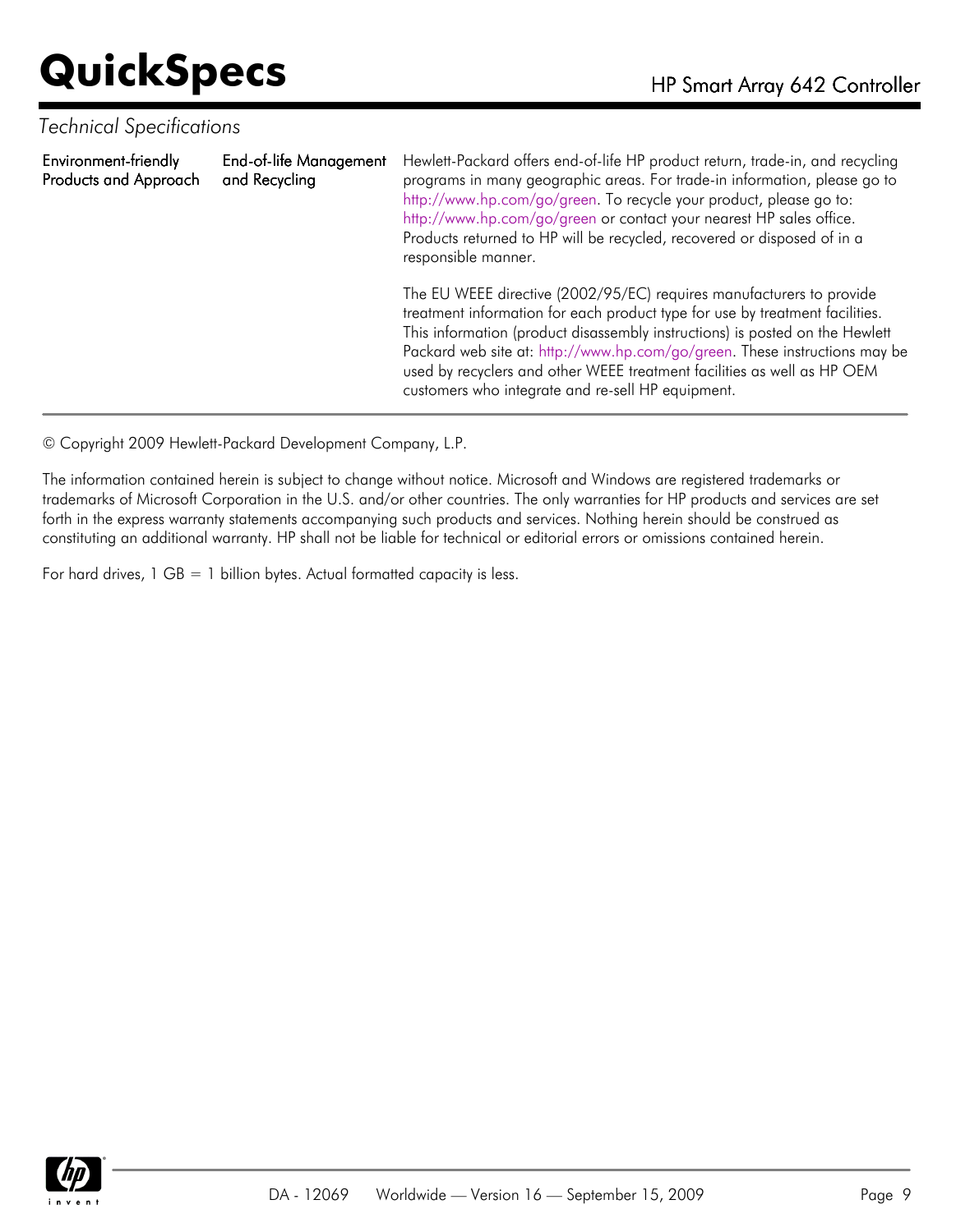*Technical Specifications*

| | | |
|---|---|---|
| Environment-friendly Products and Approach | End-of-life Management and Recycling | Hewlett-Packard offers end-of-life HP product return, trade-in, and recycling programs in many geographic areas. For trade-in information, please go to http://www.hp.com/go/green. To recycle your product, please go to: http://www.hp.com/go/green or contact your nearest HP sales office. Products returned to HP will be recycled, recovered or disposed of in a responsible manner.<br><br>The EU WEEE directive (2002/95/EC) requires manufacturers to provide treatment information for each product type for use by treatment facilities. This information (product disassembly instructions) is posted on the Hewlett Packard web site at: http://www.hp.com/go/green. These instructions may be used by recyclers and other WEEE treatment facilities as well as HP OEM customers who integrate and re-sell HP equipment. |

© Copyright 2009 Hewlett-Packard Development Company, L.P.

The information contained herein is subject to change without notice. Microsoft and Windows are registered trademarks or trademarks of Microsoft Corporation in the U.S. and/or other countries. The only warranties for HP products and services are set forth in the express warranty statements accompanying such products and services. Nothing herein should be construed as constituting an additional warranty. HP shall not be liable for technical or editorial errors or omissions contained herein.

For hard drives, 1 GB = 1 billion bytes. Actual formatted capacity is less.

DA - 12069 Worldwide — Version 16 — September 15, 2009